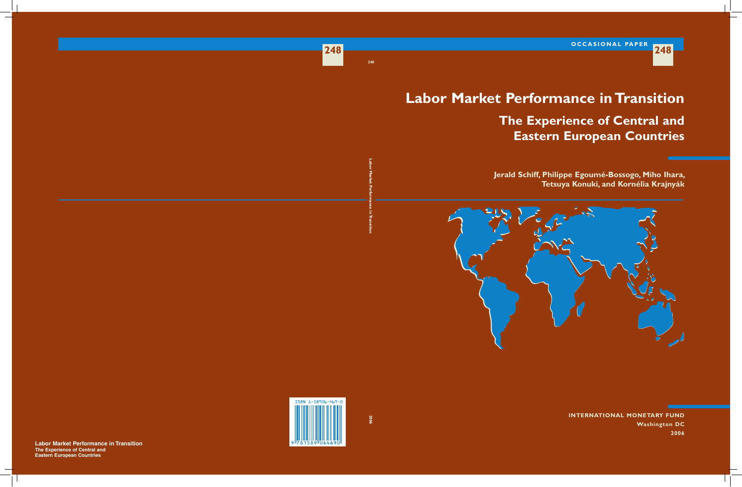OCCASIONAL PAPER 248

# Labor Market Performance in Transition

## The Experience of Central and Eastern European Countries

**Jerald Schiff, Philippe Egoumé-Bossogo, Miho Ihara, Tetsuya Konuki, and Kornélia Krajnyák**

**INTERNATIONAL MONETARY FUND**
**Washington DC**
**2006**

248

Labor Market Performance in Transition

2006

ISBN 1-58906-469-0

9 781589 064690

**Labor Market Performance in Transition**
**The Experience of Central and Eastern European Countries**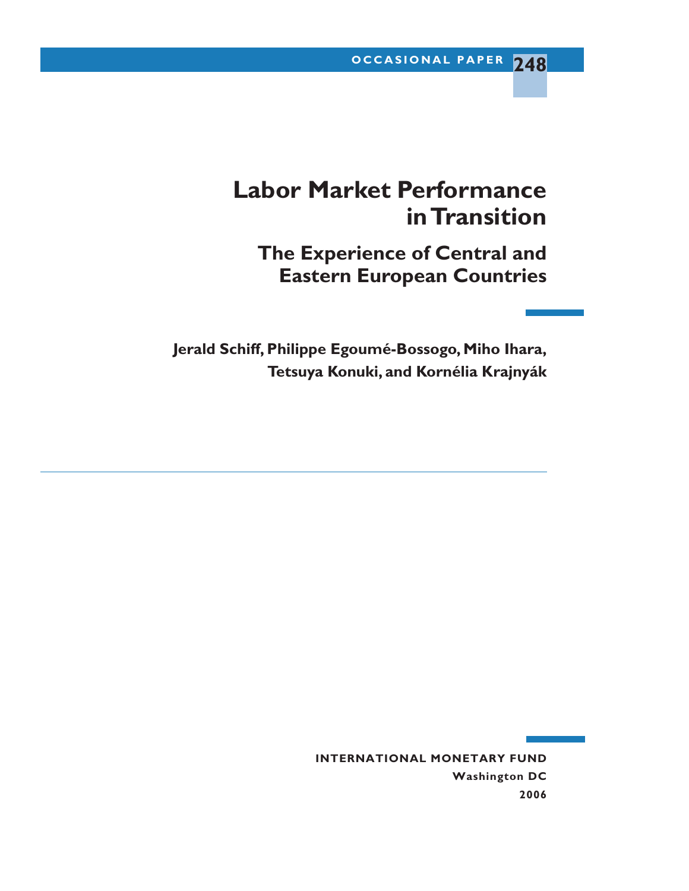OCCASIONAL PAPER 248

# Labor Market Performance in Transition

## The Experience of Central and Eastern European Countries

**Jerald Schiff, Philippe Egoumé-Bossogo, Miho Ihara, Tetsuya Konuki, and Kornélia Krajnyák**

**INTERNATIONAL MONETARY FUND**
**Washington DC**
**2006**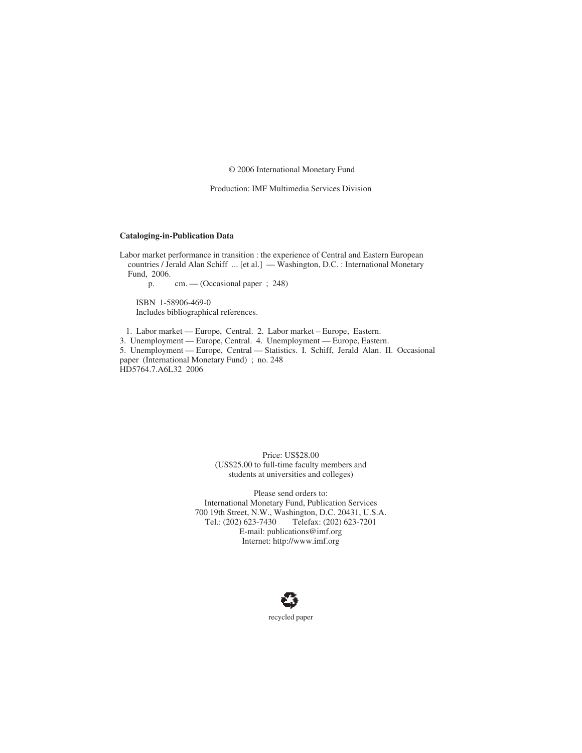© 2006 International Monetary Fund

Production: IMF Multimedia Services Division

**Cataloging-in-Publication Data**

Labor market performance in transition : the experience of Central and Eastern European countries / Jerald Alan Schiff ... [et al.] — Washington, D.C. : International Monetary Fund, 2006.

p. cm. — (Occasional paper ; 248)

ISBN 1-58906-469-0
Includes bibliographical references.

1. Labor market — Europe, Central. 2. Labor market – Europe, Eastern. 3. Unemployment — Europe, Central. 4. Unemployment — Europe, Eastern. 5. Unemployment — Europe, Central — Statistics. I. Schiff, Jerald Alan. II. Occasional paper (International Monetary Fund) ; no. 248
HD5764.7.A6L32 2006

Price: US$28.00
(US$25.00 to full-time faculty members and students at universities and colleges)

Please send orders to:
International Monetary Fund, Publication Services
700 19th Street, N.W., Washington, D.C. 20431, U.S.A.
Tel.: (202) 623-7430 Telefax: (202) 623-7201
E-mail: publications@imf.org
Internet: http://www.imf.org

recycled paper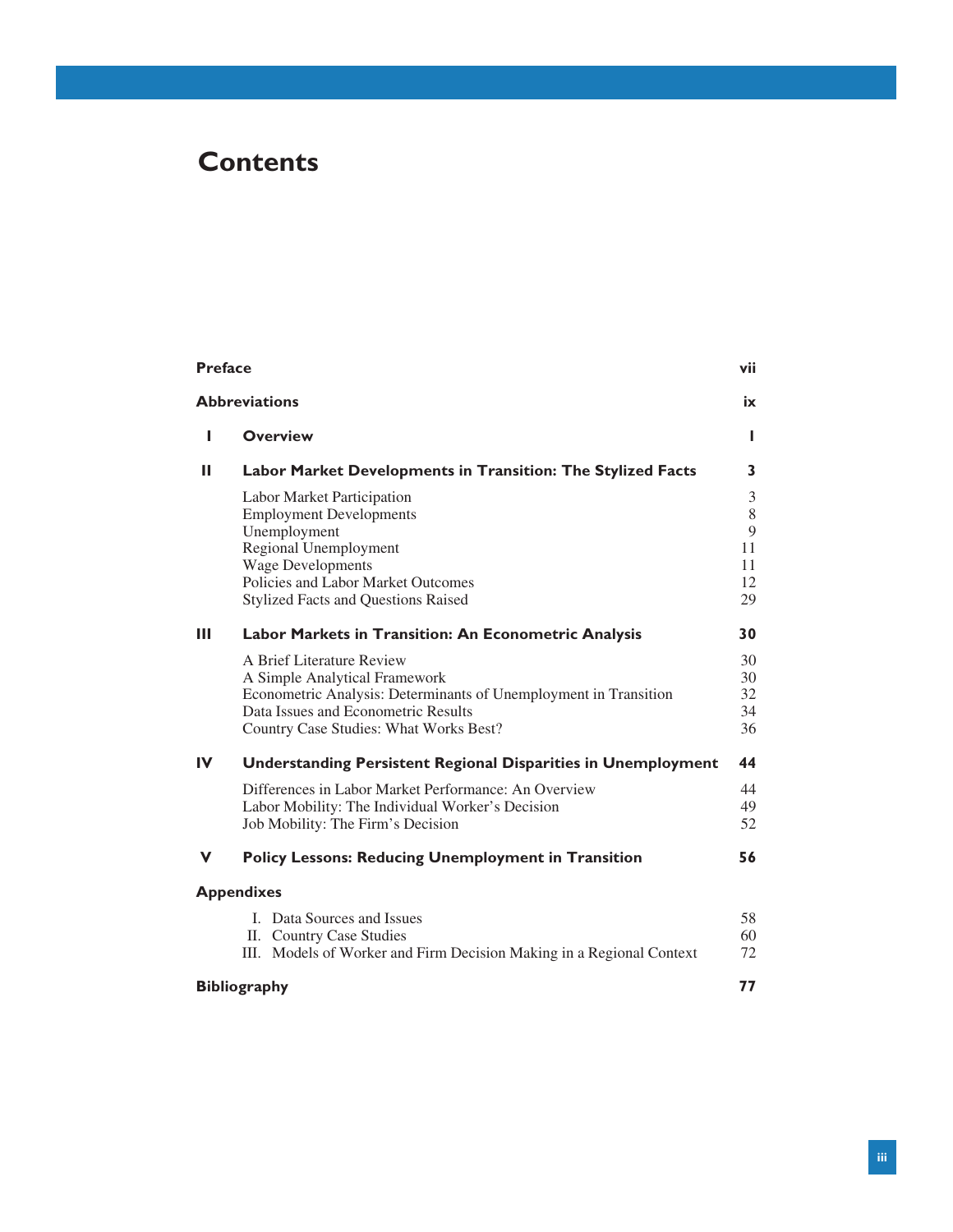# Contents

| | | |
|---|---|---|
| **Preface** | | **vii** |
| **Abbreviations** | | **ix** |
| **I** | **Overview** | **1** |
| **II** | **Labor Market Developments in Transition: The Stylized Facts** | **3** |
| | Labor Market Participation | 3 |
| | Employment Developments | 8 |
| | Unemployment | 9 |
| | Regional Unemployment | 11 |
| | Wage Developments | 11 |
| | Policies and Labor Market Outcomes | 12 |
| | Stylized Facts and Questions Raised | 29 |
| **III** | **Labor Markets in Transition: An Econometric Analysis** | **30** |
| | A Brief Literature Review | 30 |
| | A Simple Analytical Framework | 30 |
| | Econometric Analysis: Determinants of Unemployment in Transition | 32 |
| | Data Issues and Econometric Results | 34 |
| | Country Case Studies: What Works Best? | 36 |
| **IV** | **Understanding Persistent Regional Disparities in Unemployment** | **44** |
| | Differences in Labor Market Performance: An Overview | 44 |
| | Labor Mobility: The Individual Worker's Decision | 49 |
| | Job Mobility: The Firm's Decision | 52 |
| **V** | **Policy Lessons: Reducing Unemployment in Transition** | **56** |
| **Appendixes** | | |
| | I. Data Sources and Issues | 58 |
| | II. Country Case Studies | 60 |
| | III. Models of Worker and Firm Decision Making in a Regional Context | 72 |
| **Bibliography** | | **77** |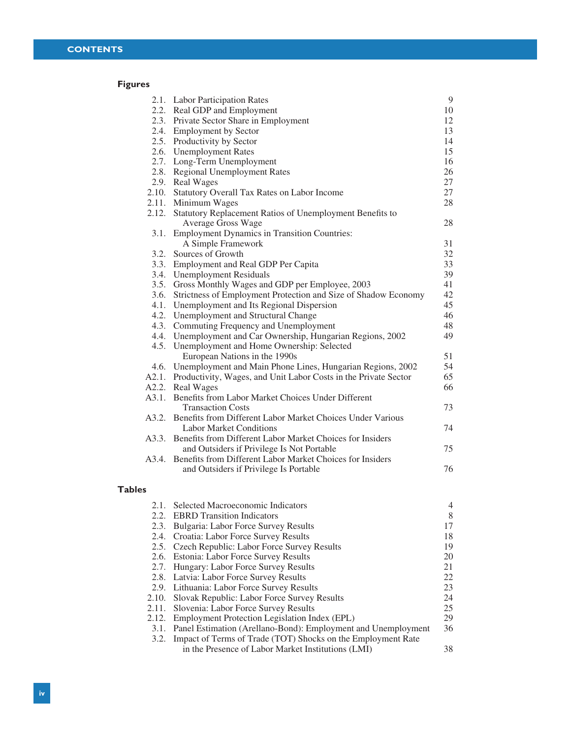## CONTENTS

### Figures

| | | |
|---|---|---|
| 2.1. | Labor Participation Rates | 9 |
| 2.2. | Real GDP and Employment | 10 |
| 2.3. | Private Sector Share in Employment | 12 |
| 2.4. | Employment by Sector | 13 |
| 2.5. | Productivity by Sector | 14 |
| 2.6. | Unemployment Rates | 15 |
| 2.7. | Long-Term Unemployment | 16 |
| 2.8. | Regional Unemployment Rates | 26 |
| 2.9. | Real Wages | 27 |
| 2.10. | Statutory Overall Tax Rates on Labor Income | 27 |
| 2.11. | Minimum Wages | 28 |
| 2.12. | Statutory Replacement Ratios of Unemployment Benefits to Average Gross Wage | 28 |
| 3.1. | Employment Dynamics in Transition Countries: A Simple Framework | 31 |
| 3.2. | Sources of Growth | 32 |
| 3.3. | Employment and Real GDP Per Capita | 33 |
| 3.4. | Unemployment Residuals | 39 |
| 3.5. | Gross Monthly Wages and GDP per Employee, 2003 | 41 |
| 3.6. | Strictness of Employment Protection and Size of Shadow Economy | 42 |
| 4.1. | Unemployment and Its Regional Dispersion | 45 |
| 4.2. | Unemployment and Structural Change | 46 |
| 4.3. | Commuting Frequency and Unemployment | 48 |
| 4.4. | Unemployment and Car Ownership, Hungarian Regions, 2002 | 49 |
| 4.5. | Unemployment and Home Ownership: Selected European Nations in the 1990s | 51 |
| 4.6. | Unemployment and Main Phone Lines, Hungarian Regions, 2002 | 54 |
| A2.1. | Productivity, Wages, and Unit Labor Costs in the Private Sector | 65 |
| A2.2. | Real Wages | 66 |
| A3.1. | Benefits from Labor Market Choices Under Different Transaction Costs | 73 |
| A3.2. | Benefits from Different Labor Market Choices Under Various Labor Market Conditions | 74 |
| A3.3. | Benefits from Different Labor Market Choices for Insiders and Outsiders if Privilege Is Not Portable | 75 |
| A3.4. | Benefits from Different Labor Market Choices for Insiders and Outsiders if Privilege Is Portable | 76 |

### Tables

| | | |
|---|---|---|
| 2.1. | Selected Macroeconomic Indicators | 4 |
| 2.2. | EBRD Transition Indicators | 8 |
| 2.3. | Bulgaria: Labor Force Survey Results | 17 |
| 2.4. | Croatia: Labor Force Survey Results | 18 |
| 2.5. | Czech Republic: Labor Force Survey Results | 19 |
| 2.6. | Estonia: Labor Force Survey Results | 20 |
| 2.7. | Hungary: Labor Force Survey Results | 21 |
| 2.8. | Latvia: Labor Force Survey Results | 22 |
| 2.9. | Lithuania: Labor Force Survey Results | 23 |
| 2.10. | Slovak Republic: Labor Force Survey Results | 24 |
| 2.11. | Slovenia: Labor Force Survey Results | 25 |
| 2.12. | Employment Protection Legislation Index (EPL) | 29 |
| 3.1. | Panel Estimation (Arellano-Bond): Employment and Unemployment | 36 |
| 3.2. | Impact of Terms of Trade (TOT) Shocks on the Employment Rate in the Presence of Labor Market Institutions (LMI) | 38 |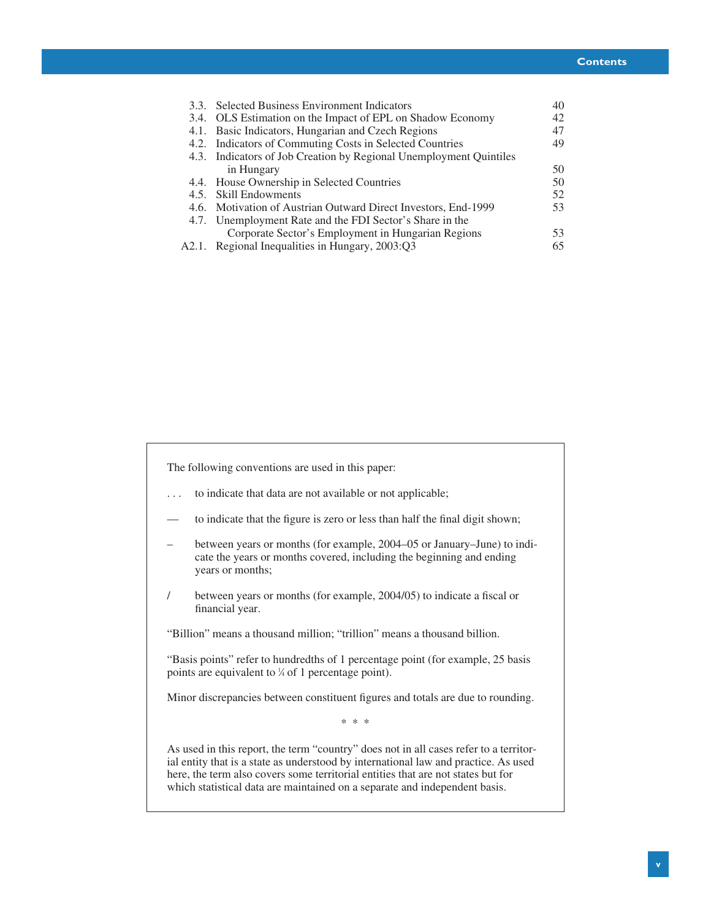| | | |
|---|---|---|
| 3.3. | Selected Business Environment Indicators | 40 |
| 3.4. | OLS Estimation on the Impact of EPL on Shadow Economy | 42 |
| 4.1. | Basic Indicators, Hungarian and Czech Regions | 47 |
| 4.2. | Indicators of Commuting Costs in Selected Countries | 49 |
| 4.3. | Indicators of Job Creation by Regional Unemployment Quintiles in Hungary | 50 |
| 4.4. | House Ownership in Selected Countries | 50 |
| 4.5. | Skill Endowments | 52 |
| 4.6. | Motivation of Austrian Outward Direct Investors, End-1999 | 53 |
| 4.7. | Unemployment Rate and the FDI Sector's Share in the Corporate Sector's Employment in Hungarian Regions | 53 |
| A2.1. | Regional Inequalities in Hungary, 2003:Q3 | 65 |

The following conventions are used in this paper:

. . . to indicate that data are not available or not applicable;

— to indicate that the figure is zero or less than half the final digit shown;

– between years or months (for example, 2004–05 or January–June) to indicate the years or months covered, including the beginning and ending years or months;

/ between years or months (for example, 2004/05) to indicate a fiscal or financial year.

"Billion" means a thousand million; "trillion" means a thousand billion.

"Basis points" refer to hundredths of 1 percentage point (for example, 25 basis points are equivalent to ¼ of 1 percentage point).

Minor discrepancies between constituent figures and totals are due to rounding.

\* \* \*

As used in this report, the term "country" does not in all cases refer to a territorial entity that is a state as understood by international law and practice. As used here, the term also covers some territorial entities that are not states but for which statistical data are maintained on a separate and independent basis.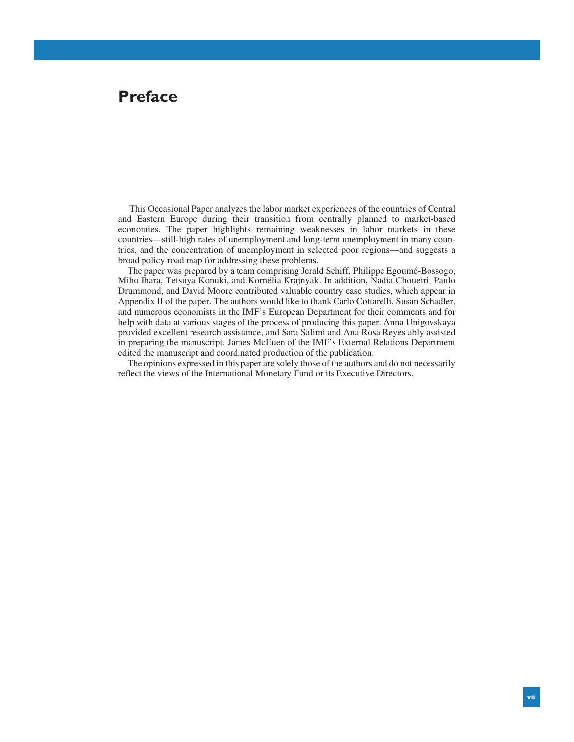# Preface

This Occasional Paper analyzes the labor market experiences of the countries of Central and Eastern Europe during their transition from centrally planned to market-based economies. The paper highlights remaining weaknesses in labor markets in these countries—still-high rates of unemployment and long-term unemployment in many countries, and the concentration of unemployment in selected poor regions—and suggests a broad policy road map for addressing these problems.

The paper was prepared by a team comprising Jerald Schiff, Philippe Egoumé-Bossogo, Miho Ihara, Tetsuya Konuki, and Kornélia Krajnyák. In addition, Nadia Choueiri, Paulo Drummond, and David Moore contributed valuable country case studies, which appear in Appendix II of the paper. The authors would like to thank Carlo Cottarelli, Susan Schadler, and numerous economists in the IMF's European Department for their comments and for help with data at various stages of the process of producing this paper. Anna Unigovskaya provided excellent research assistance, and Sara Salimi and Ana Rosa Reyes ably assisted in preparing the manuscript. James McEuen of the IMF's External Relations Department edited the manuscript and coordinated production of the publication.

The opinions expressed in this paper are solely those of the authors and do not necessarily reflect the views of the International Monetary Fund or its Executive Directors.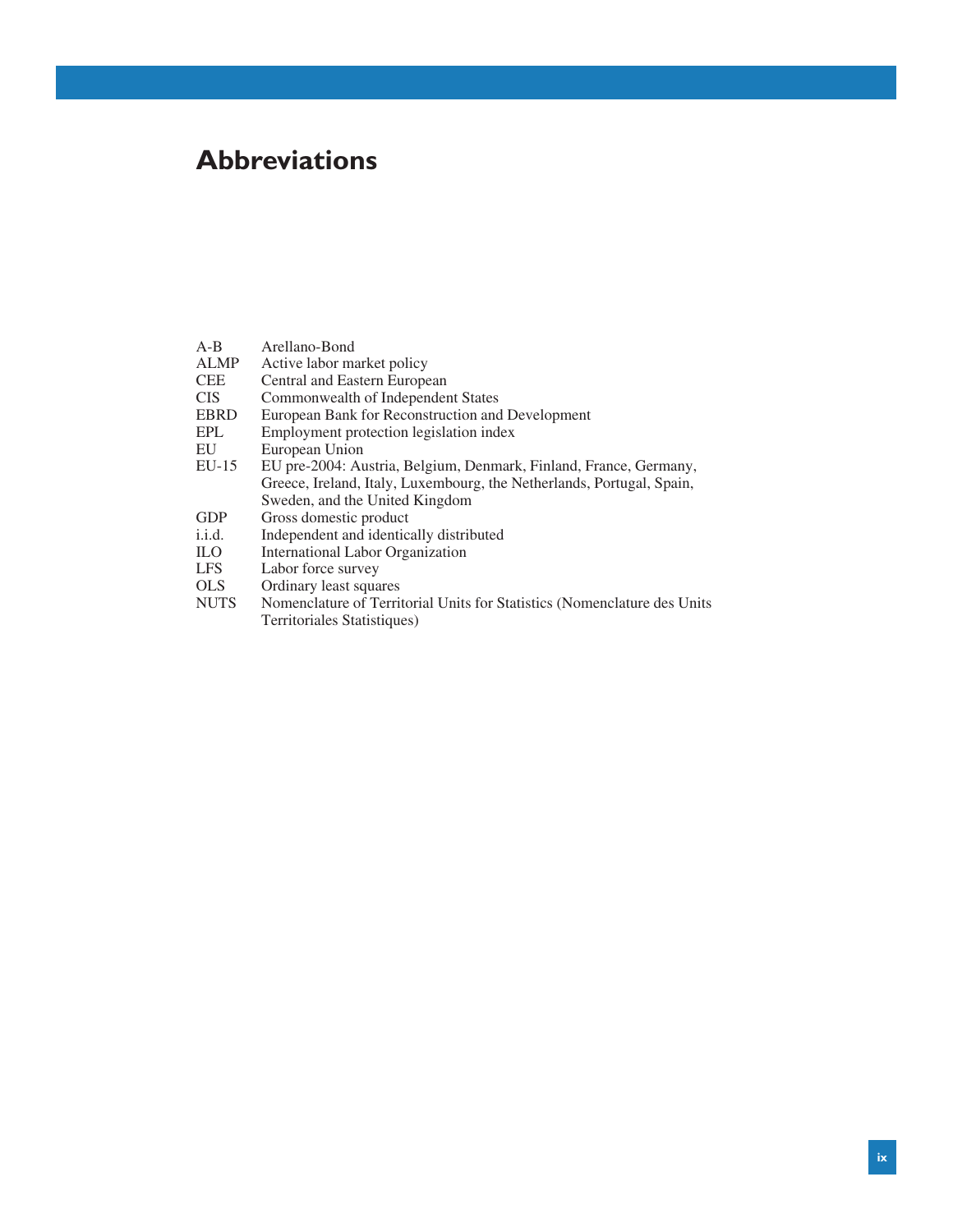# Abbreviations

| | |
|---|---|
| A-B | Arellano-Bond |
| ALMP | Active labor market policy |
| CEE | Central and Eastern European |
| CIS | Commonwealth of Independent States |
| EBRD | European Bank for Reconstruction and Development |
| EPL | Employment protection legislation index |
| EU | European Union |
| EU-15 | EU pre-2004: Austria, Belgium, Denmark, Finland, France, Germany, Greece, Ireland, Italy, Luxembourg, the Netherlands, Portugal, Spain, Sweden, and the United Kingdom |
| GDP | Gross domestic product |
| i.i.d. | Independent and identically distributed |
| ILO | International Labor Organization |
| LFS | Labor force survey |
| OLS | Ordinary least squares |
| NUTS | Nomenclature of Territorial Units for Statistics (Nomenclature des Units Territoriales Statistiques) |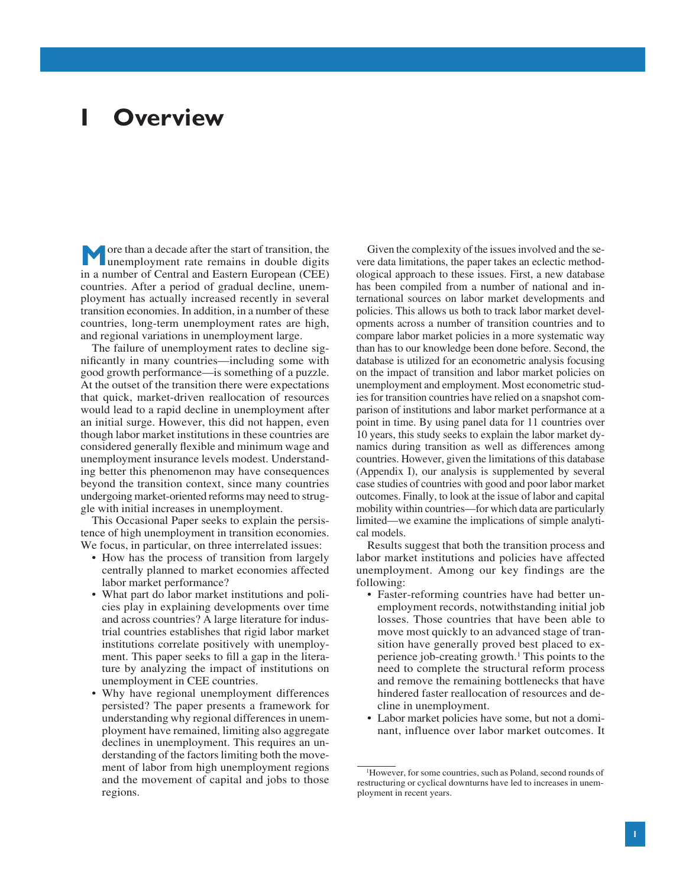# I Overview

More than a decade after the start of transition, the unemployment rate remains in double digits in a number of Central and Eastern European (CEE) countries. After a period of gradual decline, unemployment has actually increased recently in several transition economies. In addition, in a number of these countries, long-term unemployment rates are high, and regional variations in unemployment large.

The failure of unemployment rates to decline significantly in many countries—including some with good growth performance—is something of a puzzle. At the outset of the transition there were expectations that quick, market-driven reallocation of resources would lead to a rapid decline in unemployment after an initial surge. However, this did not happen, even though labor market institutions in these countries are considered generally flexible and minimum wage and unemployment insurance levels modest. Understanding better this phenomenon may have consequences beyond the transition context, since many countries undergoing market-oriented reforms may need to struggle with initial increases in unemployment.

This Occasional Paper seeks to explain the persistence of high unemployment in transition economies. We focus, in particular, on three interrelated issues:

- How has the process of transition from largely centrally planned to market economies affected labor market performance?
- What part do labor market institutions and policies play in explaining developments over time and across countries? A large literature for industrial countries establishes that rigid labor market institutions correlate positively with unemployment. This paper seeks to fill a gap in the literature by analyzing the impact of institutions on unemployment in CEE countries.
- Why have regional unemployment differences persisted? The paper presents a framework for understanding why regional differences in unemployment have remained, limiting also aggregate declines in unemployment. This requires an understanding of the factors limiting both the movement of labor from high unemployment regions and the movement of capital and jobs to those regions.

Given the complexity of the issues involved and the severe data limitations, the paper takes an eclectic methodological approach to these issues. First, a new database has been compiled from a number of national and international sources on labor market developments and policies. This allows us both to track labor market developments across a number of transition countries and to compare labor market policies in a more systematic way than has to our knowledge been done before. Second, the database is utilized for an econometric analysis focusing on the impact of transition and labor market policies on unemployment and employment. Most econometric studies for transition countries have relied on a snapshot comparison of institutions and labor market performance at a point in time. By using panel data for 11 countries over 10 years, this study seeks to explain the labor market dynamics during transition as well as differences among countries. However, given the limitations of this database (Appendix I), our analysis is supplemented by several case studies of countries with good and poor labor market outcomes. Finally, to look at the issue of labor and capital mobility within countries—for which data are particularly limited—we examine the implications of simple analytical models.

Results suggest that both the transition process and labor market institutions and policies have affected unemployment. Among our key findings are the following:

- Faster-reforming countries have had better unemployment records, notwithstanding initial job losses. Those countries that have been able to move most quickly to an advanced stage of transition have generally proved best placed to experience job-creating growth.[1] This points to the need to complete the structural reform process and remove the remaining bottlenecks that have hindered faster reallocation of resources and decline in unemployment.
- Labor market policies have some, but not a dominant, influence over labor market outcomes. It

[1] However, for some countries, such as Poland, second rounds of restructuring or cyclical downturns have led to increases in unemployment in recent years.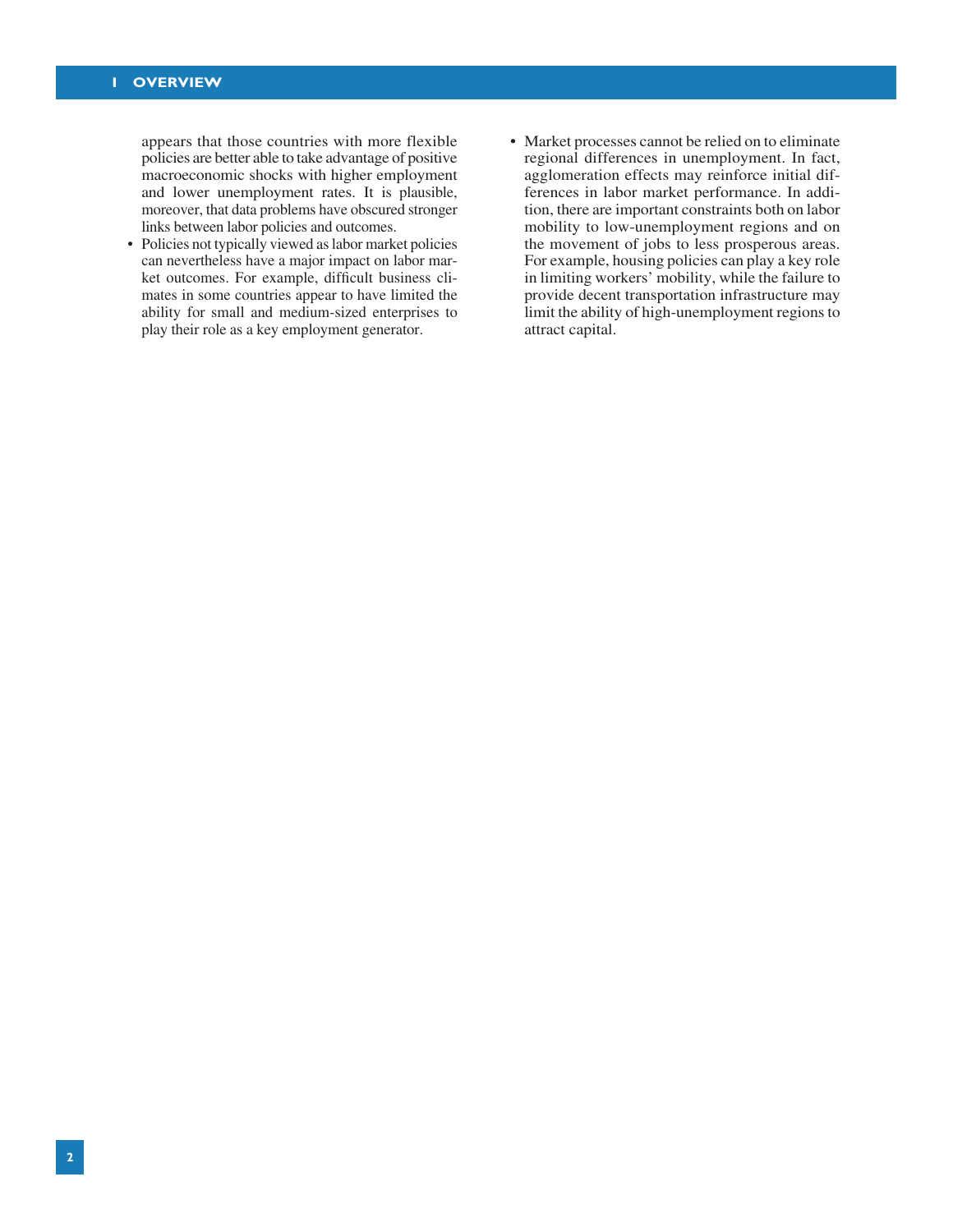appears that those countries with more flexible policies are better able to take advantage of positive macroeconomic shocks with higher employment and lower unemployment rates. It is plausible, moreover, that data problems have obscured stronger links between labor policies and outcomes.

- Policies not typically viewed as labor market policies can nevertheless have a major impact on labor market outcomes. For example, difficult business climates in some countries appear to have limited the ability for small and medium-sized enterprises to play their role as a key employment generator.
- Market processes cannot be relied on to eliminate regional differences in unemployment. In fact, agglomeration effects may reinforce initial differences in labor market performance. In addition, there are important constraints both on labor mobility to low-unemployment regions and on the movement of jobs to less prosperous areas. For example, housing policies can play a key role in limiting workers' mobility, while the failure to provide decent transportation infrastructure may limit the ability of high-unemployment regions to attract capital.